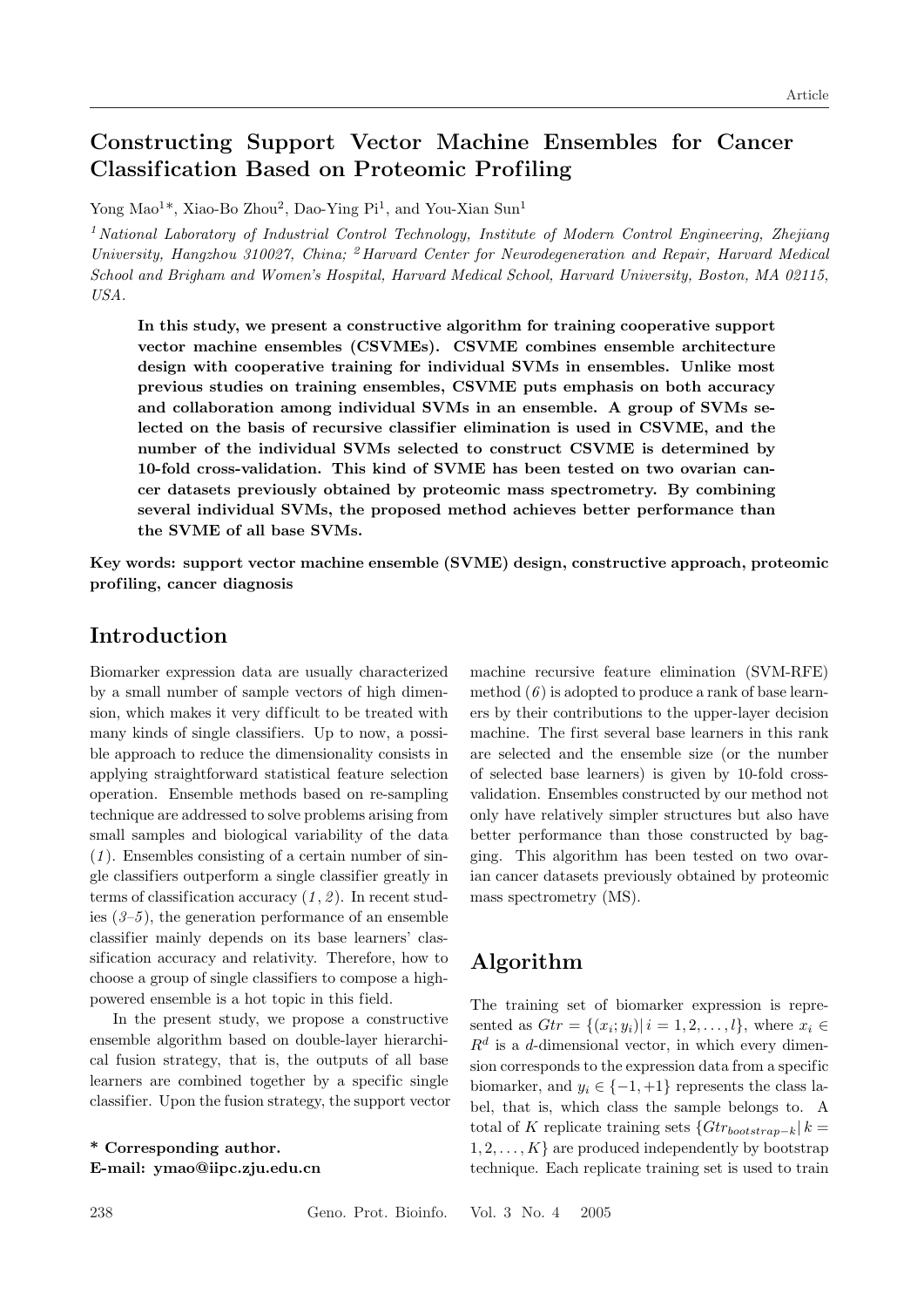# Constructing Support Vector Machine Ensembles for Cancer Classification Based on Proteomic Profiling

Yong Mao[1]*, Xiao-Bo Zhou[2], Dao-Ying Pi[1], and You-Xian Sun[1]

*[1] National Laboratory of Industrial Control Technology, Institute of Modern Control Engineering, Zhejiang University, Hangzhou 310027, China; [2] Harvard Center for Neurodegeneration and Repair, Harvard Medical School and Brigham and Women's Hospital, Harvard Medical School, Harvard University, Boston, MA 02115, USA.*

**In this study, we present a constructive algorithm for training cooperative support vector machine ensembles (CSVMEs). CSVME combines ensemble architecture design with cooperative training for individual SVMs in ensembles. Unlike most previous studies on training ensembles, CSVME puts emphasis on both accuracy and collaboration among individual SVMs in an ensemble. A group of SVMs selected on the basis of recursive classifier elimination is used in CSVME, and the number of the individual SVMs selected to construct CSVME is determined by 10-fold cross-validation. This kind of SVME has been tested on two ovarian cancer datasets previously obtained by proteomic mass spectrometry. By combining several individual SVMs, the proposed method achieves better performance than the SVME of all base SVMs.**

**Key words: support vector machine ensemble (SVME) design, constructive approach, proteomic profiling, cancer diagnosis**

## Introduction

Biomarker expression data are usually characterized by a small number of sample vectors of high dimension, which makes it very difficult to be treated with many kinds of single classifiers. Up to now, a possible approach to reduce the dimensionality consists in applying straightforward statistical feature selection operation. Ensemble methods based on re-sampling technique are addressed to solve problems arising from small samples and biological variability of the data (*1*). Ensembles consisting of a certain number of single classifiers outperform a single classifier greatly in terms of classification accuracy (*1, 2*). In recent studies (*3–5*), the generation performance of an ensemble classifier mainly depends on its base learners' classification accuracy and relativity. Therefore, how to choose a group of single classifiers to compose a high-powered ensemble is a hot topic in this field.

In the present study, we propose a constructive ensemble algorithm based on double-layer hierarchical fusion strategy, that is, the outputs of all base learners are combined together by a specific single classifier. Upon the fusion strategy, the support vector machine recursive feature elimination (SVM-RFE) method (*6*) is adopted to produce a rank of base learners by their contributions to the upper-layer decision machine. The first several base learners in this rank are selected and the ensemble size (or the number of selected base learners) is given by 10-fold cross-validation. Ensembles constructed by our method not only have relatively simpler structures but also have better performance than those constructed by bagging. This algorithm has been tested on two ovarian cancer datasets previously obtained by proteomic mass spectrometry (MS).

**\* Corresponding author.**
**E-mail: ymao@iipc.zju.edu.cn**

## Algorithm

The training set of biomarker expression is represented as $Gtr = \{(x_i; y_i)| i = 1, 2, \ldots, l\}$, where $x_i \in R^d$ is a $d$-dimensional vector, in which every dimension corresponds to the expression data from a specific biomarker, and $y_i \in \{-1, +1\}$ represents the class label, that is, which class the sample belongs to. A total of $K$ replicate training sets $\{Gtr_{bootstrap-k}| k = 1, 2, \ldots, K\}$ are produced independently by bootstrap technique. Each replicate training set is used to train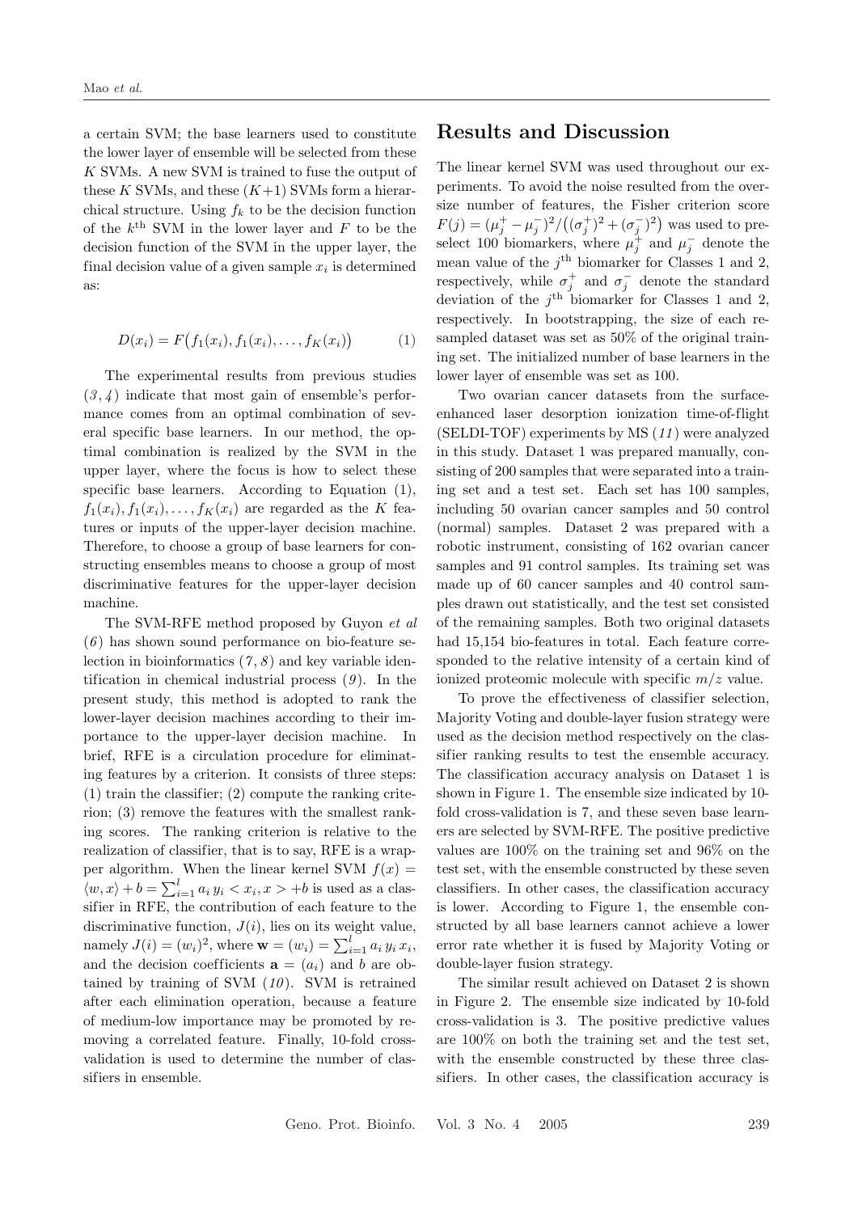a certain SVM; the base learners used to constitute the lower layer of ensemble will be selected from these $K$ SVMs. A new SVM is trained to fuse the output of these $K$ SVMs, and these $(K+1)$ SVMs form a hierarchical structure. Using $f_k$ to be the decision function of the $k^{\text{th}}$ SVM in the lower layer and $F$ to be the decision function of the SVM in the upper layer, the final decision value of a given sample $x_i$ is determined as:

$$D(x_i) = F\big(f_1(x_i), f_1(x_i), \ldots, f_K(x_i)\big) \tag{1}$$

The experimental results from previous studies (*3*, *4*) indicate that most gain of ensemble's performance comes from an optimal combination of several specific base learners. In our method, the optimal combination is realized by the SVM in the upper layer, where the focus is how to select these specific base learners. According to Equation (1), $f_1(x_i), f_1(x_i), \ldots, f_K(x_i)$ are regarded as the $K$ features or inputs of the upper-layer decision machine. Therefore, to choose a group of base learners for constructing ensembles means to choose a group of most discriminative features for the upper-layer decision machine.

The SVM-RFE method proposed by Guyon *et al* (*6*) has shown sound performance on bio-feature selection in bioinformatics (*7*, *8*) and key variable identification in chemical industrial process (*9*). In the present study, this method is adopted to rank the lower-layer decision machines according to their importance to the upper-layer decision machine. In brief, RFE is a circulation procedure for eliminating features by a criterion. It consists of three steps: (1) train the classifier; (2) compute the ranking criterion; (3) remove the features with the smallest ranking scores. The ranking criterion is relative to the realization of classifier, that is to say, RFE is a wrapper algorithm. When the linear kernel SVM $f(x) = \langle w, x\rangle + b = \sum_{i=1}^{l} a_i\, y_i < x_i, x > +b$ is used as a classifier in RFE, the contribution of each feature to the discriminative function, $J(i)$, lies on its weight value, namely $J(i) = (w_i)^2$, where $\mathbf{w} = (w_i) = \sum_{i=1}^{l} a_i\, y_i\, x_i$, and the decision coefficients $\mathbf{a} = (a_i)$ and $b$ are obtained by training of SVM (*10*). SVM is retrained after each elimination operation, because a feature of medium-low importance may be promoted by removing a correlated feature. Finally, 10-fold cross-validation is used to determine the number of classifiers in ensemble.

## Results and Discussion

The linear kernel SVM was used throughout our experiments. To avoid the noise resulted from the oversize number of features, the Fisher criterion score $F(j) = (\mu_j^+ - \mu_j^-)^2 / \big((\sigma_j^+)^2 + (\sigma_j^-)^2\big)$ was used to preselect 100 biomarkers, where $\mu_j^+$ and $\mu_j^-$ denote the mean value of the $j^{\text{th}}$ biomarker for Classes 1 and 2, respectively, while $\sigma_j^+$ and $\sigma_j^-$ denote the standard deviation of the $j^{\text{th}}$ biomarker for Classes 1 and 2, respectively. In bootstrapping, the size of each resampled dataset was set as 50% of the original training set. The initialized number of base learners in the lower layer of ensemble was set as 100.

Two ovarian cancer datasets from the surface-enhanced laser desorption ionization time-of-flight (SELDI-TOF) experiments by MS (*11*) were analyzed in this study. Dataset 1 was prepared manually, consisting of 200 samples that were separated into a training set and a test set. Each set has 100 samples, including 50 ovarian cancer samples and 50 control (normal) samples. Dataset 2 was prepared with a robotic instrument, consisting of 162 ovarian cancer samples and 91 control samples. Its training set was made up of 60 cancer samples and 40 control samples drawn out statistically, and the test set consisted of the remaining samples. Both two original datasets had 15,154 bio-features in total. Each feature corresponded to the relative intensity of a certain kind of ionized proteomic molecule with specific $m/z$ value.

To prove the effectiveness of classifier selection, Majority Voting and double-layer fusion strategy were used as the decision method respectively on the classifier ranking results to test the ensemble accuracy. The classification accuracy analysis on Dataset 1 is shown in Figure 1. The ensemble size indicated by 10-fold cross-validation is 7, and these seven base learners are selected by SVM-RFE. The positive predictive values are 100% on the training set and 96% on the test set, with the ensemble constructed by these seven classifiers. In other cases, the classification accuracy is lower. According to Figure 1, the ensemble constructed by all base learners cannot achieve a lower error rate whether it is fused by Majority Voting or double-layer fusion strategy.

The similar result achieved on Dataset 2 is shown in Figure 2. The ensemble size indicated by 10-fold cross-validation is 3. The positive predictive values are 100% on both the training set and the test set, with the ensemble constructed by these three classifiers. In other cases, the classification accuracy is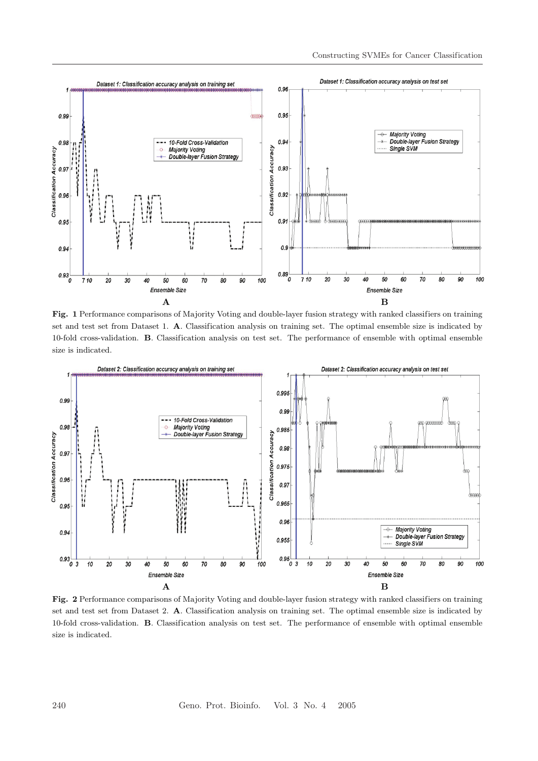**Fig. 1** Performance comparisons of Majority Voting and double-layer fusion strategy with ranked classifiers on training set and test set from Dataset 1. **A**. Classification analysis on training set. The optimal ensemble size is indicated by 10-fold cross-validation. **B**. Classification analysis on test set. The performance of ensemble with optimal ensemble size is indicated.

**Fig. 2** Performance comparisons of Majority Voting and double-layer fusion strategy with ranked classifiers on training set and test set from Dataset 2. **A**. Classification analysis on training set. The optimal ensemble size is indicated by 10-fold cross-validation. **B**. Classification analysis on test set. The performance of ensemble with optimal ensemble size is indicated.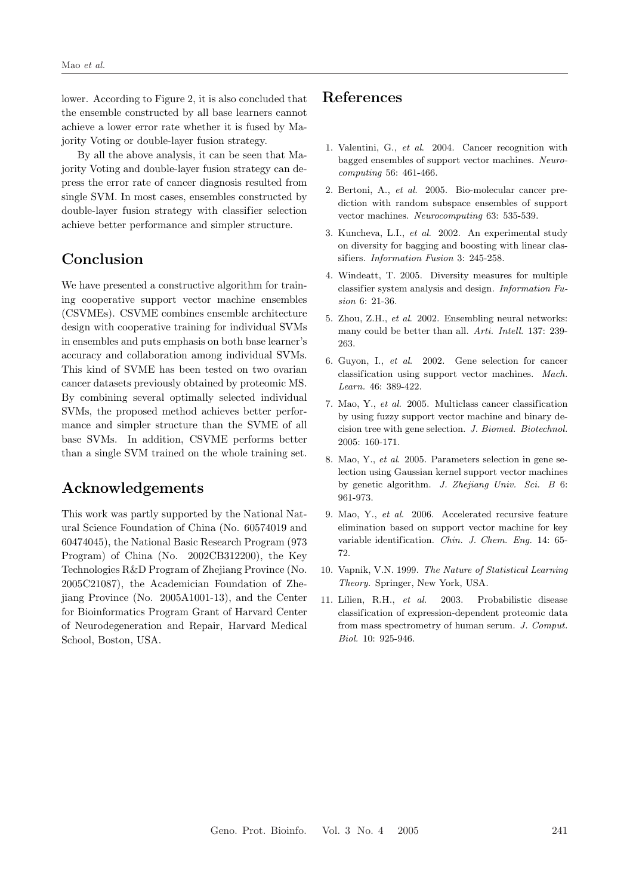lower. According to Figure 2, it is also concluded that the ensemble constructed by all base learners cannot achieve a lower error rate whether it is fused by Majority Voting or double-layer fusion strategy.

By all the above analysis, it can be seen that Majority Voting and double-layer fusion strategy can depress the error rate of cancer diagnosis resulted from single SVM. In most cases, ensembles constructed by double-layer fusion strategy with classifier selection achieve better performance and simpler structure.

## Conclusion

We have presented a constructive algorithm for training cooperative support vector machine ensembles (CSVMEs). CSVME combines ensemble architecture design with cooperative training for individual SVMs in ensembles and puts emphasis on both base learner's accuracy and collaboration among individual SVMs. This kind of SVME has been tested on two ovarian cancer datasets previously obtained by proteomic MS. By combining several optimally selected individual SVMs, the proposed method achieves better performance and simpler structure than the SVME of all base SVMs. In addition, CSVME performs better than a single SVM trained on the whole training set.

## Acknowledgements

This work was partly supported by the National Natural Science Foundation of China (No. 60574019 and 60474045), the National Basic Research Program (973 Program) of China (No. 2002CB312200), the Key Technologies R&D Program of Zhejiang Province (No. 2005C21087), the Academician Foundation of Zhejiang Province (No. 2005A1001-13), and the Center for Bioinformatics Program Grant of Harvard Center of Neurodegeneration and Repair, Harvard Medical School, Boston, USA.

## References

1. Valentini, G., *et al*. 2004. Cancer recognition with bagged ensembles of support vector machines. *Neurocomputing* 56: 461-466.
2. Bertoni, A., *et al*. 2005. Bio-molecular cancer prediction with random subspace ensembles of support vector machines. *Neurocomputing* 63: 535-539.
3. Kuncheva, L.I., *et al*. 2002. An experimental study on diversity for bagging and boosting with linear classifiers. *Information Fusion* 3: 245-258.
4. Windeatt, T. 2005. Diversity measures for multiple classifier system analysis and design. *Information Fusion* 6: 21-36.
5. Zhou, Z.H., *et al*. 2002. Ensembling neural networks: many could be better than all. *Arti. Intell.* 137: 239-263.
6. Guyon, I., *et al*. 2002. Gene selection for cancer classification using support vector machines. *Mach. Learn.* 46: 389-422.
7. Mao, Y., *et al*. 2005. Multiclass cancer classification by using fuzzy support vector machine and binary decision tree with gene selection. *J. Biomed. Biotechnol.* 2005: 160-171.
8. Mao, Y., *et al*. 2005. Parameters selection in gene selection using Gaussian kernel support vector machines by genetic algorithm. *J. Zhejiang Univ. Sci. B* 6: 961-973.
9. Mao, Y., *et al*. 2006. Accelerated recursive feature elimination based on support vector machine for key variable identification. *Chin. J. Chem. Eng.* 14: 65-72.
10. Vapnik, V.N. 1999. *The Nature of Statistical Learning Theory.* Springer, New York, USA.
11. Lilien, R.H., *et al*. 2003. Probabilistic disease classification of expression-dependent proteomic data from mass spectrometry of human serum. *J. Comput. Biol.* 10: 925-946.